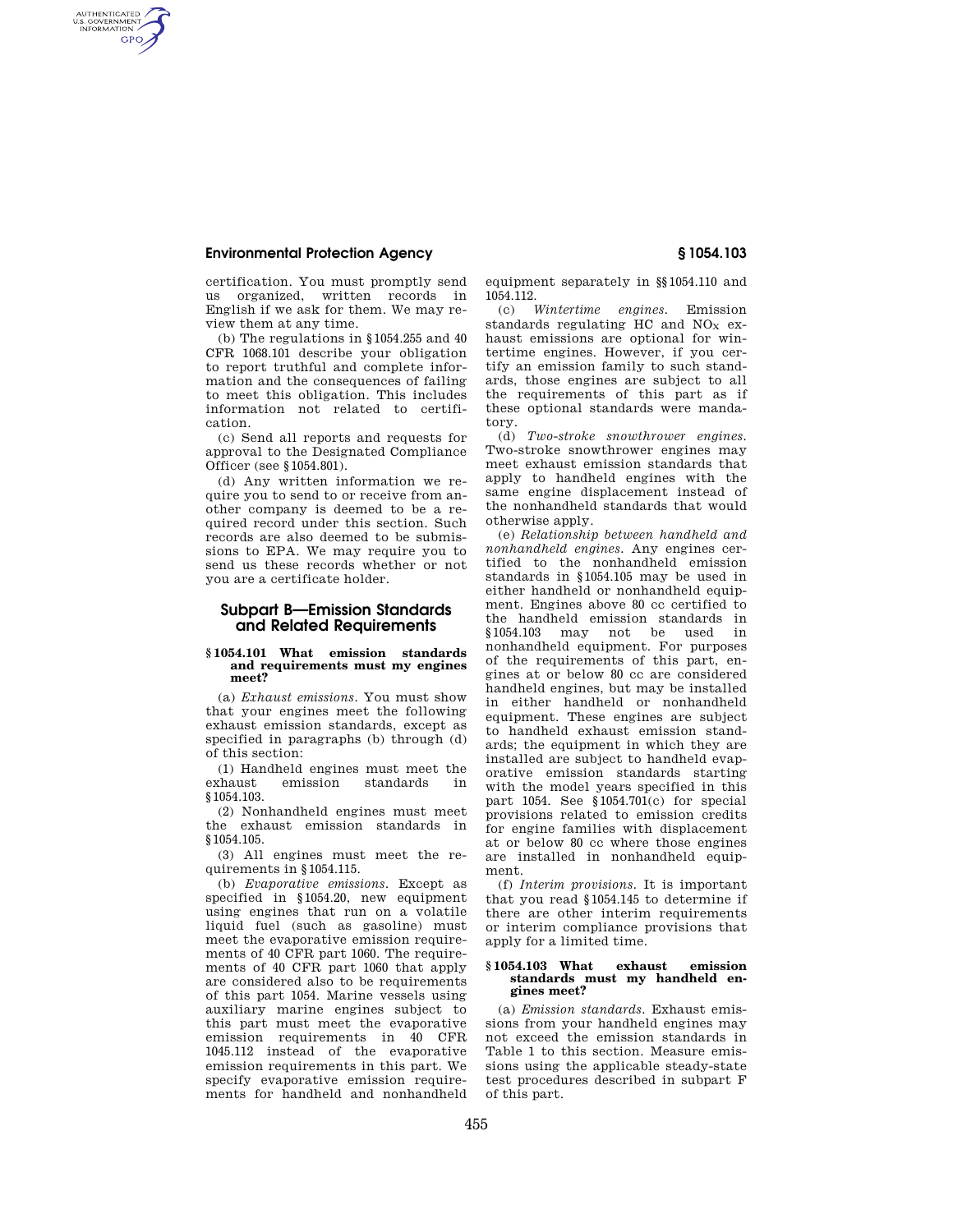certification. You must promptly send us organized, written records in English if we ask for them. We may review them at any time.

(b) The regulations in §1054.255 and 40 CFR 1068.101 describe your obligation to report truthful and complete information and the consequences of failing to meet this obligation. This includes information not related to certification.

(c) Send all reports and requests for approval to the Designated Compliance Officer (see §1054.801).

(d) Any written information we require you to send to or receive from another company is deemed to be a required record under this section. Such records are also deemed to be submissions to EPA. We may require you to send us these records whether or not you are a certificate holder.

## Subpart B—Emission Standards and Related Requirements

### §1054.101 What emission standards and requirements must my engines meet?

(a) *Exhaust emissions.* You must show that your engines meet the following exhaust emission standards, except as specified in paragraphs (b) through (d) of this section:

(1) Handheld engines must meet the exhaust emission standards in §1054.103.

(2) Nonhandheld engines must meet the exhaust emission standards in §1054.105.

(3) All engines must meet the requirements in §1054.115.

(b) *Evaporative emissions.* Except as specified in §1054.20, new equipment using engines that run on a volatile liquid fuel (such as gasoline) must meet the evaporative emission requirements of 40 CFR part 1060. The requirements of 40 CFR part 1060 that apply are considered also to be requirements of this part 1054. Marine vessels using auxiliary marine engines subject to this part must meet the evaporative emission requirements in 40 CFR 1045.112 instead of the evaporative emission requirements in this part. We specify evaporative emission requirements for handheld and nonhandheld equipment separately in §§1054.110 and 1054.112.

(c) *Wintertime engines.* Emission standards regulating HC and $NO_X$ exhaust emissions are optional for wintertime engines. However, if you certify an emission family to such standards, those engines are subject to all the requirements of this part as if these optional standards were mandatory.

(d) *Two-stroke snowthrower engines.* Two-stroke snowthrower engines may meet exhaust emission standards that apply to handheld engines with the same engine displacement instead of the nonhandheld standards that would otherwise apply.

(e) *Relationship between handheld and nonhandheld engines.* Any engines certified to the nonhandheld emission standards in §1054.105 may be used in either handheld or nonhandheld equipment. Engines above 80 cc certified to the handheld emission standards in §1054.103 may not be used in nonhandheld equipment. For purposes of the requirements of this part, engines at or below 80 cc are considered handheld engines, but may be installed in either handheld or nonhandheld equipment. These engines are subject to handheld exhaust emission standards; the equipment in which they are installed are subject to handheld evaporative emission standards starting with the model years specified in this part 1054. See §1054.701(c) for special provisions related to emission credits for engine families with displacement at or below 80 cc where those engines are installed in nonhandheld equipment.

(f) *Interim provisions.* It is important that you read §1054.145 to determine if there are other interim requirements or interim compliance provisions that apply for a limited time.

### §1054.103 What exhaust emission standards must my handheld engines meet?

(a) *Emission standards.* Exhaust emissions from your handheld engines may not exceed the emission standards in Table 1 to this section. Measure emissions using the applicable steady-state test procedures described in subpart F of this part.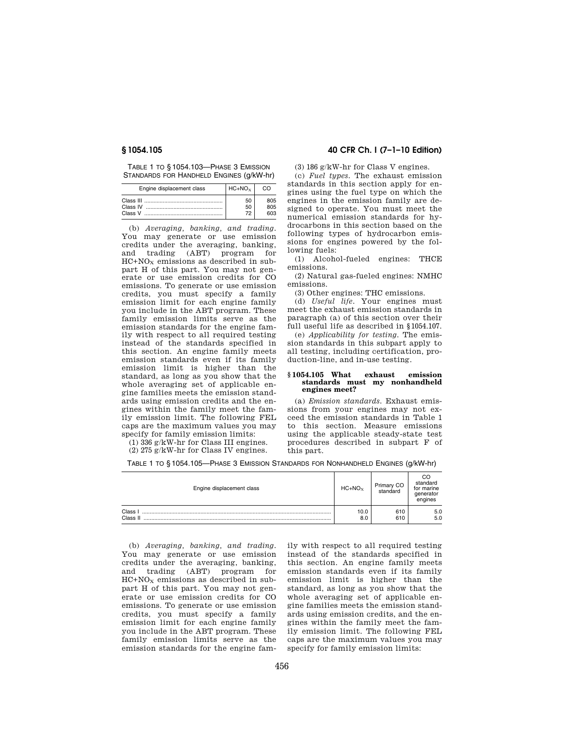TABLE 1 TO § 1054.103—PHASE 3 EMISSION STANDARDS FOR HANDHELD ENGINES (g/kW-hr)

| Engine displacement class | $HC+NO_X$ | CO |
|---|---|---|
| Class III | 50 | 805 |
| Class IV | 50 | 805 |
| Class V | 72 | 603 |

(b) *Averaging, banking, and trading.* You may generate or use emission credits under the averaging, banking, and trading (ABT) program for $HC+NO_X$ emissions as described in subpart H of this part. You may not generate or use emission credits for CO emissions. To generate or use emission credits, you must specify a family emission limit for each engine family you include in the ABT program. These family emission limits serve as the emission standards for the engine family with respect to all required testing instead of the standards specified in this section. An engine family meets emission standards even if its family emission limit is higher than the standard, as long as you show that the whole averaging set of applicable engine families meets the emission standards using emission credits and the engines within the family meet the family emission limit. The following FEL caps are the maximum values you may specify for family emission limits:

(1) 336 g/kW-hr for Class III engines.

(2) 275 g/kW-hr for Class IV engines.

(3) 186 g/kW-hr for Class V engines.

(c) *Fuel types.* The exhaust emission standards in this section apply for engines using the fuel type on which the engines in the emission family are designed to operate. You must meet the numerical emission standards for hydrocarbons in this section based on the following types of hydrocarbon emissions for engines powered by the following fuels:

(1) Alcohol-fueled engines: THCE emissions.

(2) Natural gas-fueled engines: NMHC emissions.

(3) Other engines: THC emissions.

(d) *Useful life.* Your engines must meet the exhaust emission standards in paragraph (a) of this section over their full useful life as described in § 1054.107.

(e) *Applicability for testing.* The emission standards in this subpart apply to all testing, including certification, production-line, and in-use testing.

### § 1054.105 What exhaust emission standards must my nonhandheld engines meet?

(a) *Emission standards.* Exhaust emissions from your engines may not exceed the emission standards in Table 1 to this section. Measure emissions using the applicable steady-state test procedures described in subpart F of this part.

TABLE 1 TO § 1054.105—PHASE 3 EMISSION STANDARDS FOR NONHANDHELD ENGINES (g/kW-hr)

| Engine displacement class | $HC+NO_X$ | Primary CO standard | CO standard for marine generator engines |
|---|---|---|---|
| Class I | 10.0 | 610 | 5.0 |
| Class II | 8.0 | 610 | 5.0 |

(b) *Averaging, banking, and trading.* You may generate or use emission credits under the averaging, banking, and trading (ABT) program for $HC+NO_X$ emissions as described in subpart H of this part. You may not generate or use emission credits for CO emissions. To generate or use emission credits, you must specify a family emission limit for each engine family you include in the ABT program. These family emission limits serve as the emission standards for the engine family with respect to all required testing instead of the standards specified in this section. An engine family meets emission standards even if its family emission limit is higher than the standard, as long as you show that the whole averaging set of applicable engine families meets the emission standards using emission credits, and the engines within the family meet the family emission limit. The following FEL caps are the maximum values you may specify for family emission limits: